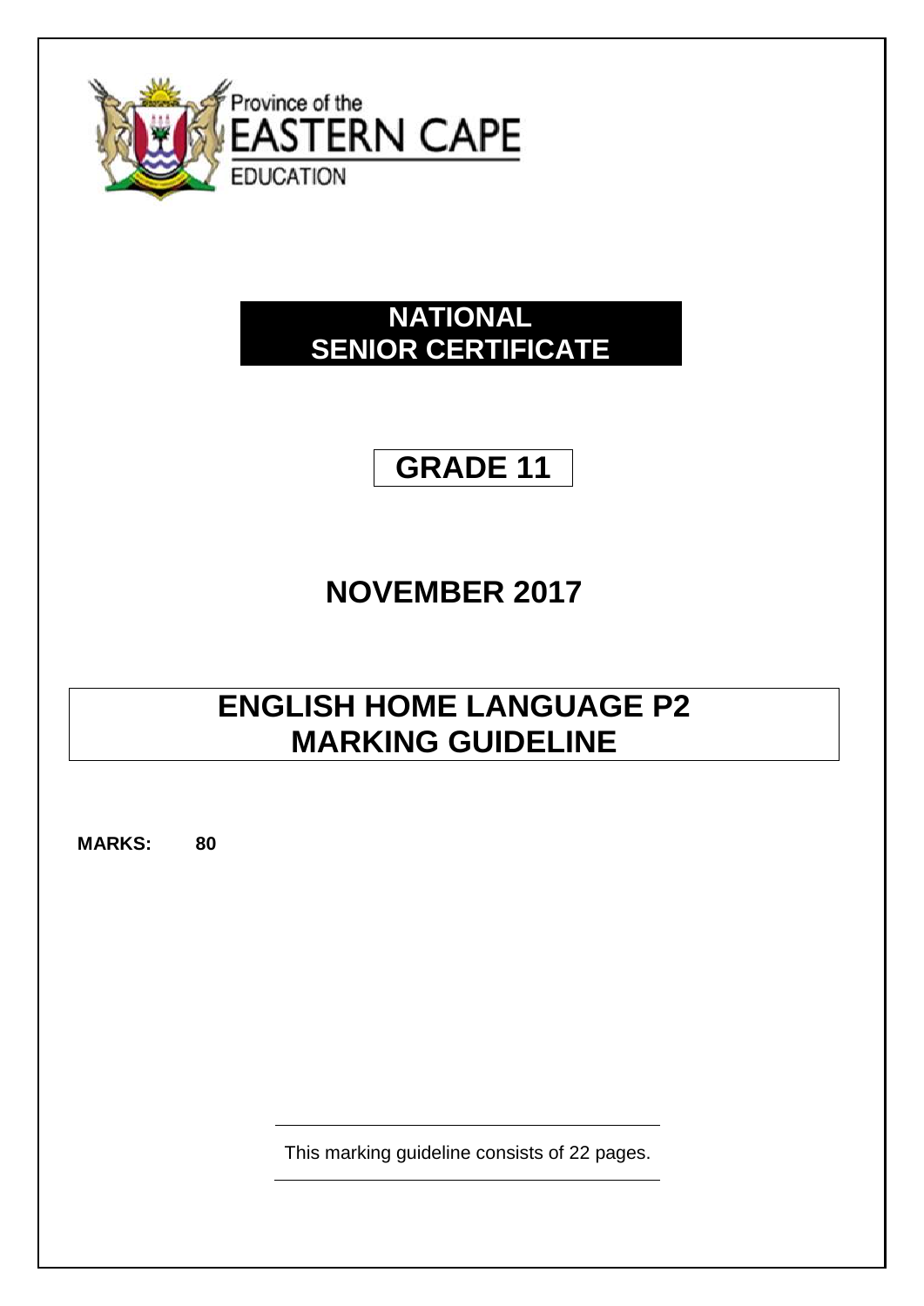Province of the
EASTERN CAPE
EDUCATION

# NATIONAL SENIOR CERTIFICATE

# GRADE 11

## NOVEMBER 2017

# ENGLISH HOME LANGUAGE P2 MARKING GUIDELINE

**MARKS:** **80**

This marking guideline consists of 22 pages.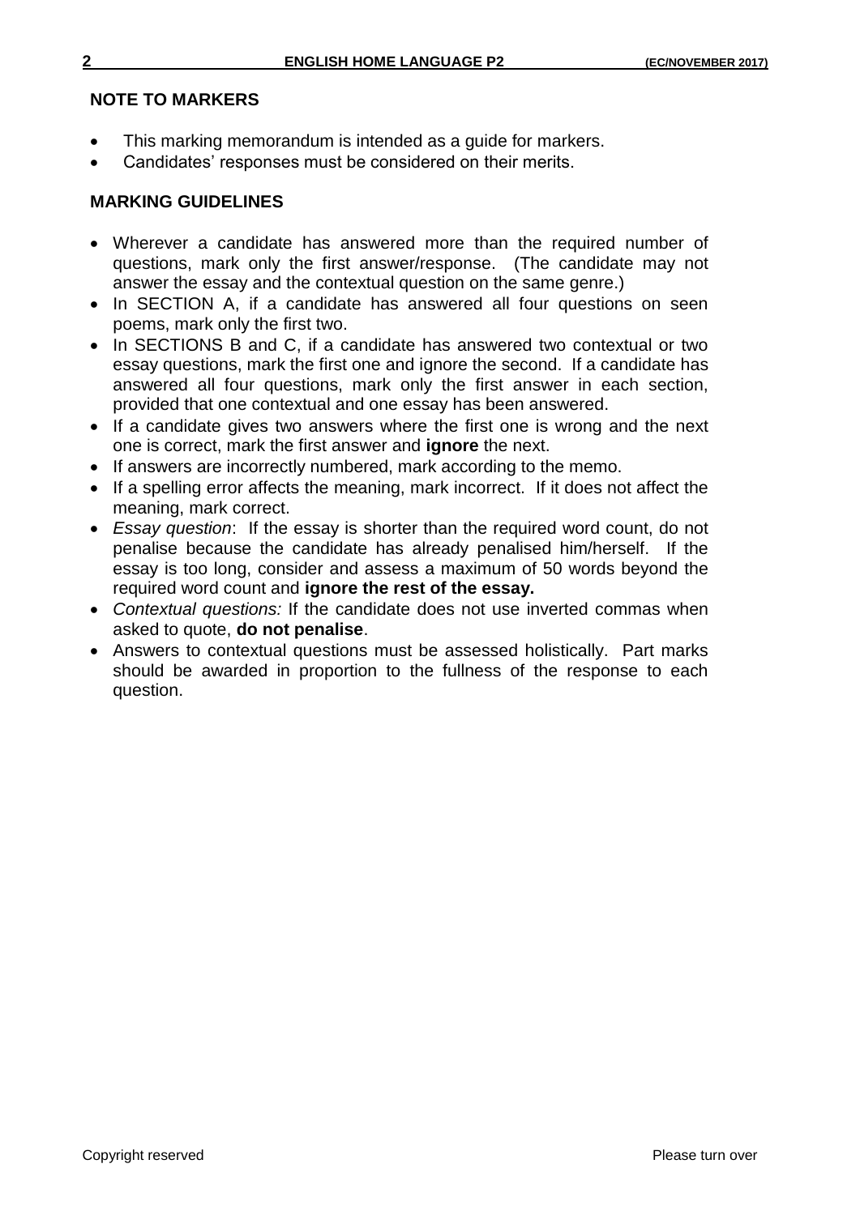## NOTE TO MARKERS

- This marking memorandum is intended as a guide for markers.
- Candidates' responses must be considered on their merits.

## MARKING GUIDELINES

- Wherever a candidate has answered more than the required number of questions, mark only the first answer/response. (The candidate may not answer the essay and the contextual question on the same genre.)
- In SECTION A, if a candidate has answered all four questions on seen poems, mark only the first two.
- In SECTIONS B and C, if a candidate has answered two contextual or two essay questions, mark the first one and ignore the second. If a candidate has answered all four questions, mark only the first answer in each section, provided that one contextual and one essay has been answered.
- If a candidate gives two answers where the first one is wrong and the next one is correct, mark the first answer and **ignore** the next.
- If answers are incorrectly numbered, mark according to the memo.
- If a spelling error affects the meaning, mark incorrect. If it does not affect the meaning, mark correct.
- *Essay question*: If the essay is shorter than the required word count, do not penalise because the candidate has already penalised him/herself. If the essay is too long, consider and assess a maximum of 50 words beyond the required word count and **ignore the rest of the essay.**
- *Contextual questions:* If the candidate does not use inverted commas when asked to quote, **do not penalise**.
- Answers to contextual questions must be assessed holistically. Part marks should be awarded in proportion to the fullness of the response to each question.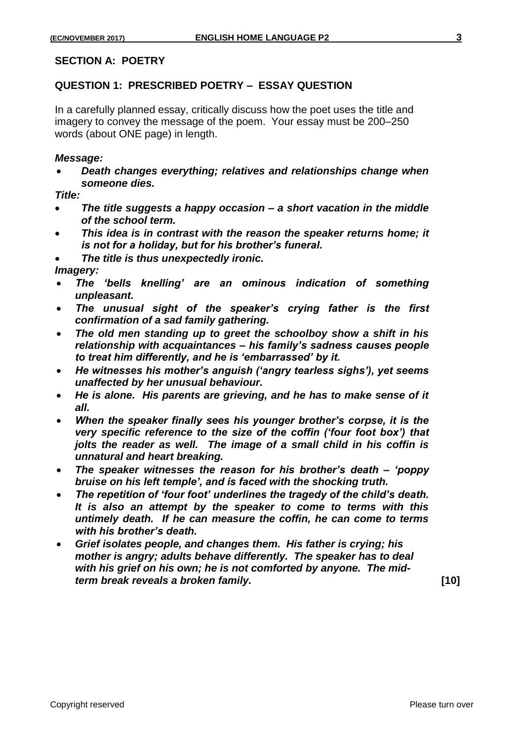## SECTION A: POETRY

### QUESTION 1: PRESCRIBED POETRY – ESSAY QUESTION

In a carefully planned essay, critically discuss how the poet uses the title and imagery to convey the message of the poem. Your essay must be 200–250 words (about ONE page) in length.

***Message:***

- ***Death changes everything; relatives and relationships change when someone dies.***

***Title:***

- ***The title suggests a happy occasion – a short vacation in the middle of the school term.***
- ***This idea is in contrast with the reason the speaker returns home; it is not for a holiday, but for his brother's funeral.***
- ***The title is thus unexpectedly ironic.***

***Imagery:***

- ***The 'bells knelling' are an ominous indication of something unpleasant.***
- ***The unusual sight of the speaker's crying father is the first confirmation of a sad family gathering.***
- ***The old men standing up to greet the schoolboy show a shift in his relationship with acquaintances – his family's sadness causes people to treat him differently, and he is 'embarrassed' by it.***
- ***He witnesses his mother's anguish ('angry tearless sighs'), yet seems unaffected by her unusual behaviour.***
- ***He is alone. His parents are grieving, and he has to make sense of it all.***
- ***When the speaker finally sees his younger brother's corpse, it is the very specific reference to the size of the coffin ('four foot box') that jolts the reader as well. The image of a small child in his coffin is unnatural and heart breaking.***
- ***The speaker witnesses the reason for his brother's death – 'poppy bruise on his left temple', and is faced with the shocking truth.***
- ***The repetition of 'four foot' underlines the tragedy of the child's death. It is also an attempt by the speaker to come to terms with this untimely death. If he can measure the coffin, he can come to terms with his brother's death.***
- ***Grief isolates people, and changes them. His father is crying; his mother is angry; adults behave differently. The speaker has to deal with his grief on his own; he is not comforted by anyone. The mid-term break reveals a broken family.***

**[10]**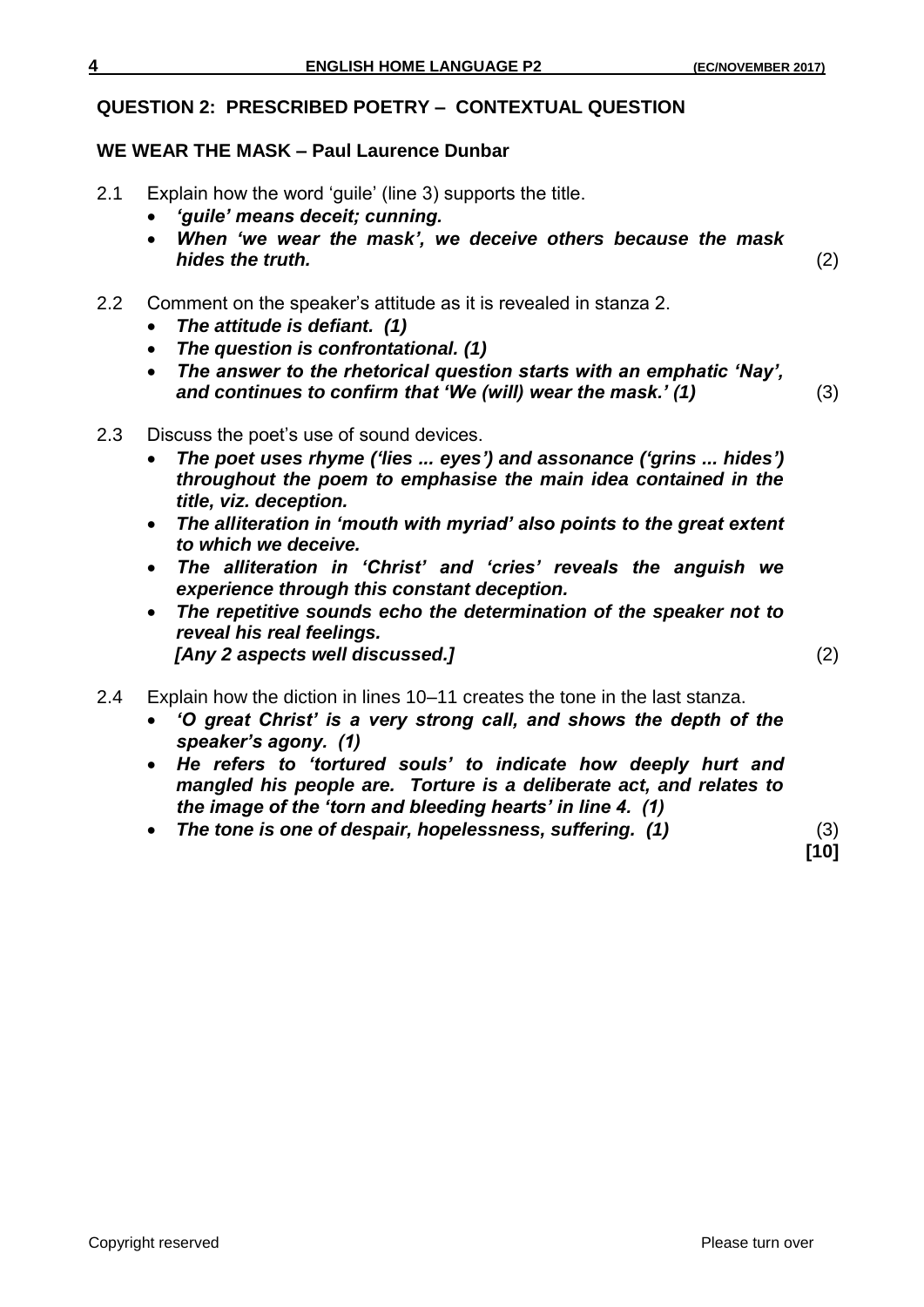## QUESTION 2: PRESCRIBED POETRY – CONTEXTUAL QUESTION

### WE WEAR THE MASK – Paul Laurence Dunbar

2.1 Explain how the word 'guile' (line 3) supports the title.

- ***'guile' means deceit; cunning.***
- ***When 'we wear the mask', we deceive others because the mask hides the truth.*** (2)

2.2 Comment on the speaker's attitude as it is revealed in stanza 2.

- ***The attitude is defiant. (1)***
- ***The question is confrontational. (1)***
- ***The answer to the rhetorical question starts with an emphatic 'Nay', and continues to confirm that 'We (will) wear the mask.' (1)*** (3)

2.3 Discuss the poet's use of sound devices.

- ***The poet uses rhyme ('lies ... eyes') and assonance ('grins ... hides') throughout the poem to emphasise the main idea contained in the title, viz. deception.***
- ***The alliteration in 'mouth with myriad' also points to the great extent to which we deceive.***
- ***The alliteration in 'Christ' and 'cries' reveals the anguish we experience through this constant deception.***
- ***The repetitive sounds echo the determination of the speaker not to reveal his real feelings.***
  ***[Any 2 aspects well discussed.]*** (2)

2.4 Explain how the diction in lines 10–11 creates the tone in the last stanza.

- ***'O great Christ' is a very strong call, and shows the depth of the speaker's agony. (1)***
- ***He refers to 'tortured souls' to indicate how deeply hurt and mangled his people are. Torture is a deliberate act, and relates to the image of the 'torn and bleeding hearts' in line 4. (1)***
- ***The tone is one of despair, hopelessness, suffering. (1)*** (3)

**[10]**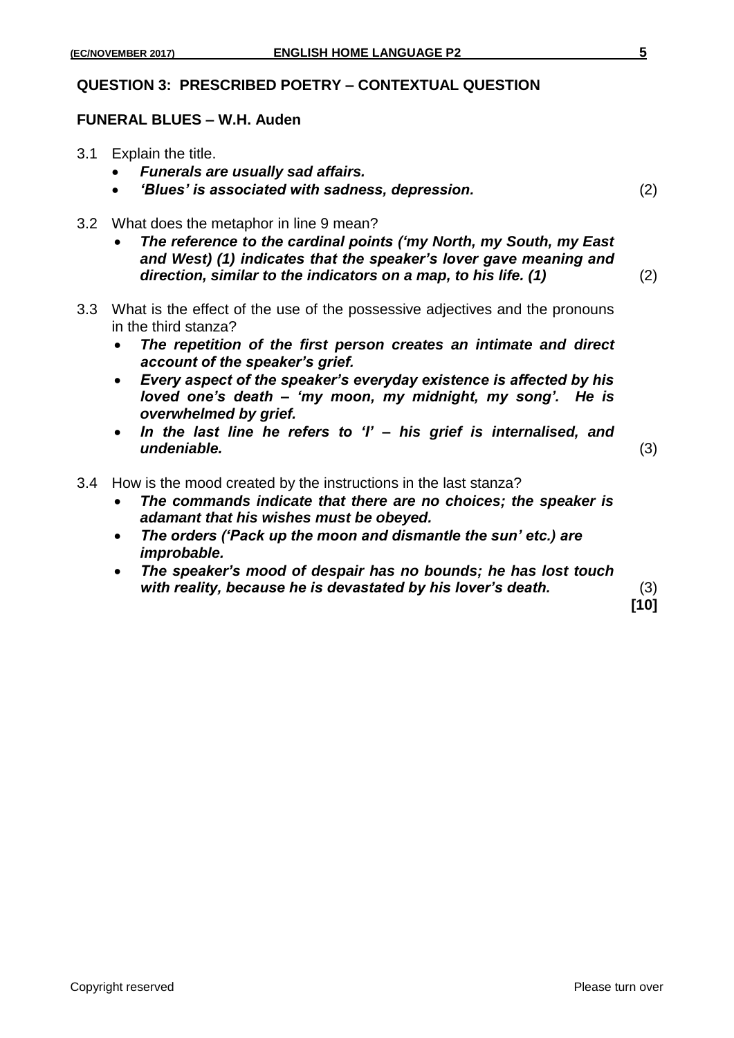## QUESTION 3: PRESCRIBED POETRY – CONTEXTUAL QUESTION

### FUNERAL BLUES – W.H. Auden

3.1 Explain the title.

- ***Funerals are usually sad affairs.***
- ***'Blues' is associated with sadness, depression.*** (2)

3.2 What does the metaphor in line 9 mean?

- ***The reference to the cardinal points ('my North, my South, my East and West) (1) indicates that the speaker's lover gave meaning and direction, similar to the indicators on a map, to his life. (1)*** (2)

3.3 What is the effect of the use of the possessive adjectives and the pronouns in the third stanza?

- ***The repetition of the first person creates an intimate and direct account of the speaker's grief.***
- ***Every aspect of the speaker's everyday existence is affected by his loved one's death – 'my moon, my midnight, my song'. He is overwhelmed by grief.***
- ***In the last line he refers to 'I' – his grief is internalised, and undeniable.*** (3)

3.4 How is the mood created by the instructions in the last stanza?

- ***The commands indicate that there are no choices; the speaker is adamant that his wishes must be obeyed.***
- ***The orders ('Pack up the moon and dismantle the sun' etc.) are improbable.***
- ***The speaker's mood of despair has no bounds; he has lost touch with reality, because he is devastated by his lover's death.*** (3)

**[10]**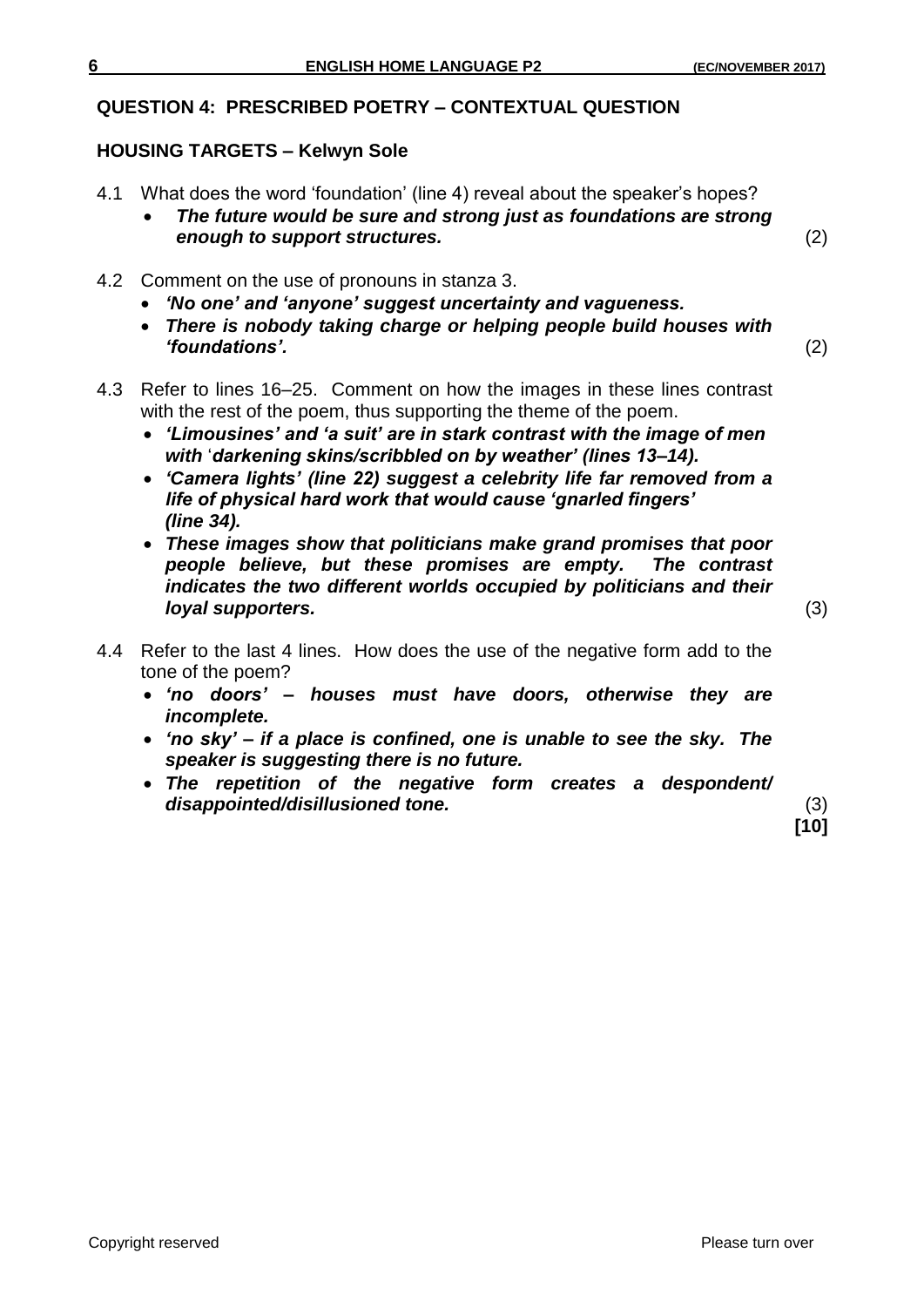## QUESTION 4: PRESCRIBED POETRY – CONTEXTUAL QUESTION

### HOUSING TARGETS – Kelwyn Sole

4.1 What does the word 'foundation' (line 4) reveal about the speaker's hopes?

- ***The future would be sure and strong just as foundations are strong enough to support structures.*** (2)

4.2 Comment on the use of pronouns in stanza 3.

- ***'No one' and 'anyone' suggest uncertainty and vagueness.***
- ***There is nobody taking charge or helping people build houses with 'foundations'.*** (2)

4.3 Refer to lines 16–25. Comment on how the images in these lines contrast with the rest of the poem, thus supporting the theme of the poem.

- ***'Limousines' and 'a suit' are in stark contrast with the image of men with 'darkening skins/scribbled on by weather' (lines 13–14).***
- ***'Camera lights' (line 22) suggest a celebrity life far removed from a life of physical hard work that would cause 'gnarled fingers' (line 34).***
- ***These images show that politicians make grand promises that poor people believe, but these promises are empty. The contrast indicates the two different worlds occupied by politicians and their loyal supporters.*** (3)

4.4 Refer to the last 4 lines. How does the use of the negative form add to the tone of the poem?

- ***'no doors' – houses must have doors, otherwise they are incomplete.***
- ***'no sky' – if a place is confined, one is unable to see the sky. The speaker is suggesting there is no future.***
- ***The repetition of the negative form creates a despondent/ disappointed/disillusioned tone.*** (3)

**[10]**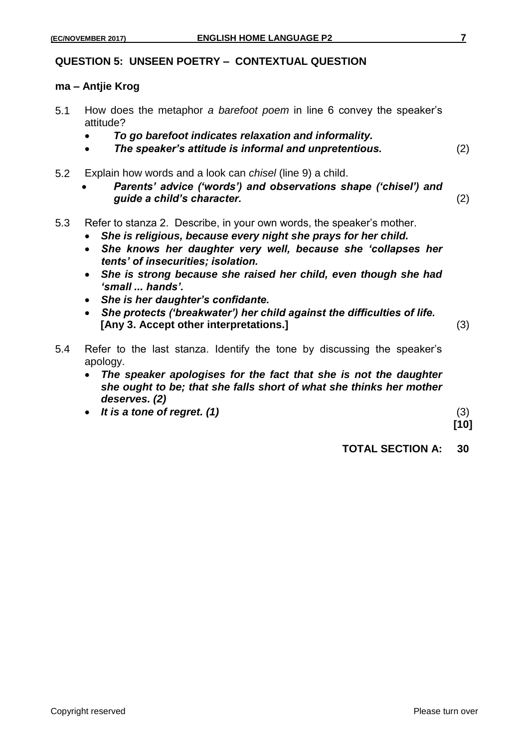## QUESTION 5: UNSEEN POETRY – CONTEXTUAL QUESTION

### ma – Antjie Krog

5.1 How does the metaphor *a barefoot poem* in line 6 convey the speaker's attitude?

- ***To go barefoot indicates relaxation and informality.***
- ***The speaker's attitude is informal and unpretentious.*** (2)

5.2 Explain how words and a look can *chisel* (line 9) a child.

- ***Parents' advice ('words') and observations shape ('chisel') and guide a child's character.*** (2)

5.3 Refer to stanza 2. Describe, in your own words, the speaker's mother.

- ***She is religious, because every night she prays for her child.***
- ***She knows her daughter very well, because she 'collapses her tents' of insecurities; isolation.***
- ***She is strong because she raised her child, even though she had 'small ... hands'.***
- ***She is her daughter's confidante.***
- ***She protects ('breakwater') her child against the difficulties of life.*** **[Any 3. Accept other interpretations.]** (3)

5.4 Refer to the last stanza. Identify the tone by discussing the speaker's apology.

- ***The speaker apologises for the fact that she is not the daughter she ought to be; that she falls short of what she thinks her mother deserves. (2)***
- ***It is a tone of regret. (1)*** (3)

**[10]**

**TOTAL SECTION A: 30**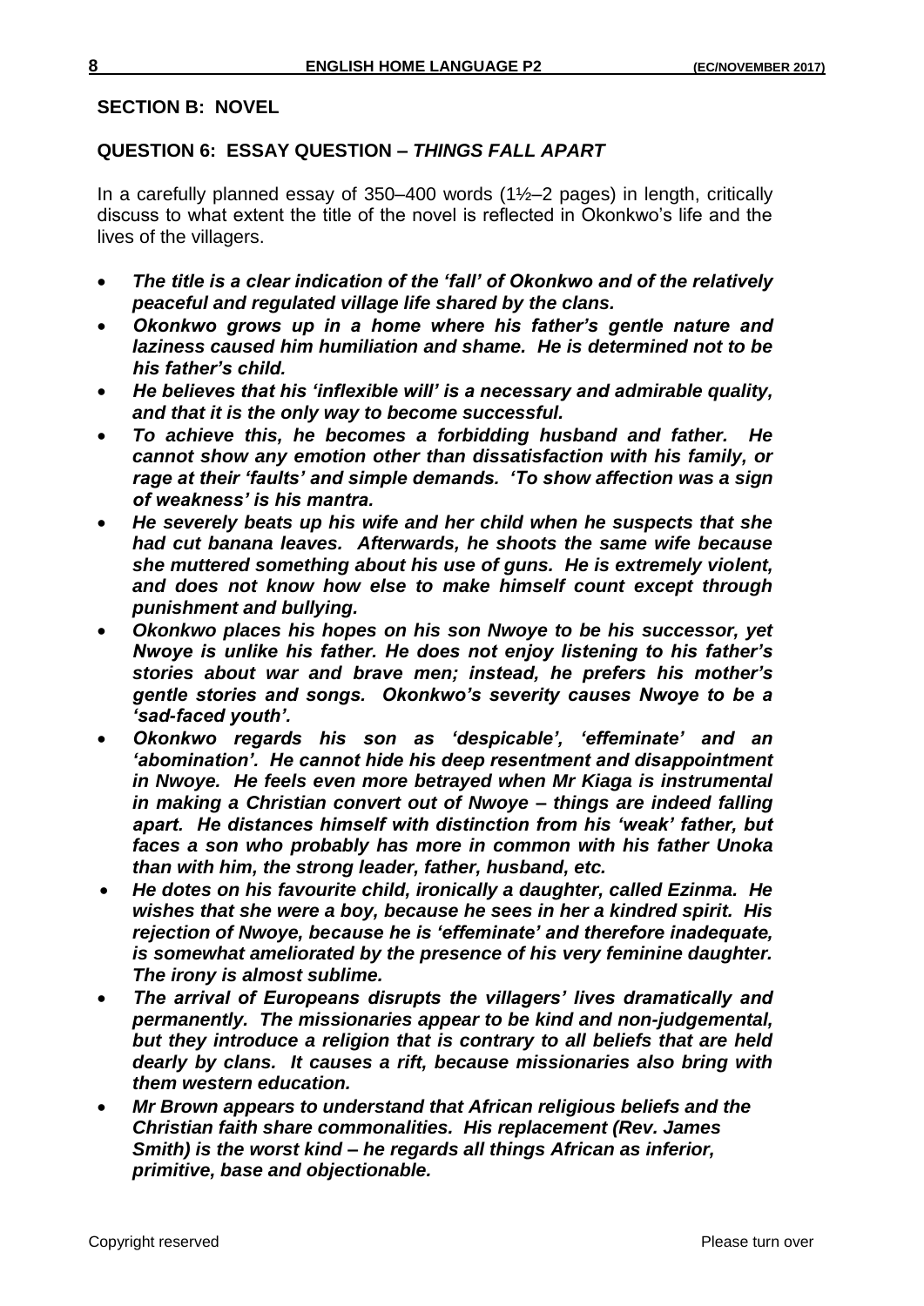## SECTION B: NOVEL

### QUESTION 6: ESSAY QUESTION – *THINGS FALL APART*

In a carefully planned essay of 350–400 words (1½–2 pages) in length, critically discuss to what extent the title of the novel is reflected in Okonkwo's life and the lives of the villagers.

- ***The title is a clear indication of the 'fall' of Okonkwo and of the relatively peaceful and regulated village life shared by the clans.***
- ***Okonkwo grows up in a home where his father's gentle nature and laziness caused him humiliation and shame. He is determined not to be his father's child.***
- ***He believes that his 'inflexible will' is a necessary and admirable quality, and that it is the only way to become successful.***
- ***To achieve this, he becomes a forbidding husband and father. He cannot show any emotion other than dissatisfaction with his family, or rage at their 'faults' and simple demands. 'To show affection was a sign of weakness' is his mantra.***
- ***He severely beats up his wife and her child when he suspects that she had cut banana leaves. Afterwards, he shoots the same wife because she muttered something about his use of guns. He is extremely violent, and does not know how else to make himself count except through punishment and bullying.***
- ***Okonkwo places his hopes on his son Nwoye to be his successor, yet Nwoye is unlike his father. He does not enjoy listening to his father's stories about war and brave men; instead, he prefers his mother's gentle stories and songs. Okonkwo's severity causes Nwoye to be a 'sad-faced youth'.***
- ***Okonkwo regards his son as 'despicable', 'effeminate' and an 'abomination'. He cannot hide his deep resentment and disappointment in Nwoye. He feels even more betrayed when Mr Kiaga is instrumental in making a Christian convert out of Nwoye – things are indeed falling apart. He distances himself with distinction from his 'weak' father, but faces a son who probably has more in common with his father Unoka than with him, the strong leader, father, husband, etc.***
- ***He dotes on his favourite child, ironically a daughter, called Ezinma. He wishes that she were a boy, because he sees in her a kindred spirit. His rejection of Nwoye, because he is 'effeminate' and therefore inadequate, is somewhat ameliorated by the presence of his very feminine daughter. The irony is almost sublime.***
- ***The arrival of Europeans disrupts the villagers' lives dramatically and permanently. The missionaries appear to be kind and non-judgemental, but they introduce a religion that is contrary to all beliefs that are held dearly by clans. It causes a rift, because missionaries also bring with them western education.***
- ***Mr Brown appears to understand that African religious beliefs and the Christian faith share commonalities. His replacement (Rev. James Smith) is the worst kind – he regards all things African as inferior, primitive, base and objectionable.***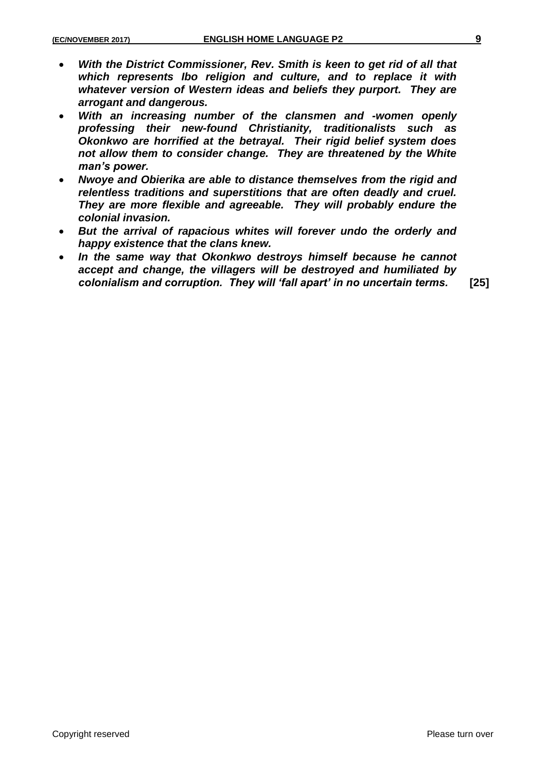- ***With the District Commissioner, Rev. Smith is keen to get rid of all that which represents Ibo religion and culture, and to replace it with whatever version of Western ideas and beliefs they purport. They are arrogant and dangerous.***
- ***With an increasing number of the clansmen and -women openly professing their new-found Christianity, traditionalists such as Okonkwo are horrified at the betrayal. Their rigid belief system does not allow them to consider change. They are threatened by the White man's power.***
- ***Nwoye and Obierika are able to distance themselves from the rigid and relentless traditions and superstitions that are often deadly and cruel. They are more flexible and agreeable. They will probably endure the colonial invasion.***
- ***But the arrival of rapacious whites will forever undo the orderly and happy existence that the clans knew.***
- ***In the same way that Okonkwo destroys himself because he cannot accept and change, the villagers will be destroyed and humiliated by colonialism and corruption. They will 'fall apart' in no uncertain terms.*** **[25]**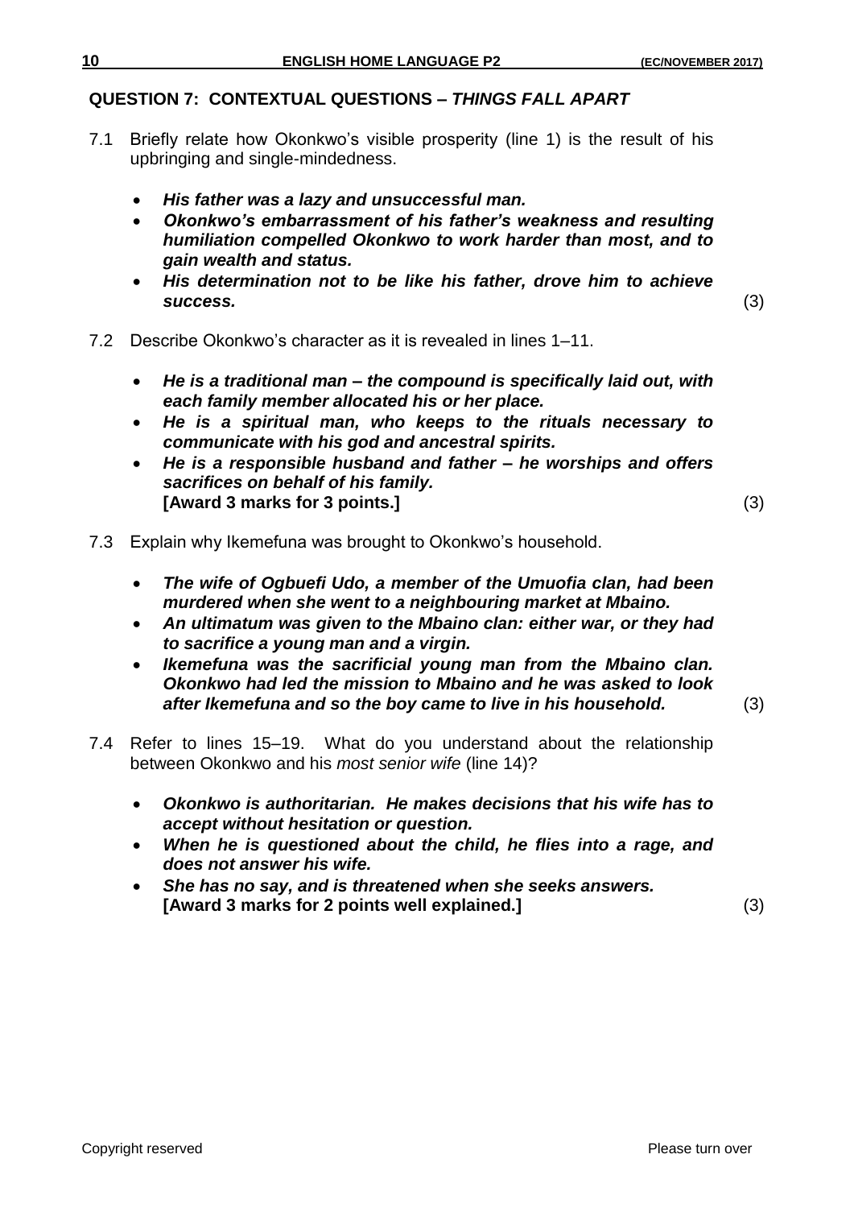## QUESTION 7: CONTEXTUAL QUESTIONS – *THINGS FALL APART*

7.1 Briefly relate how Okonkwo's visible prosperity (line 1) is the result of his upbringing and single-mindedness.

- ***His father was a lazy and unsuccessful man.***
- ***Okonkwo's embarrassment of his father's weakness and resulting humiliation compelled Okonkwo to work harder than most, and to gain wealth and status.***
- ***His determination not to be like his father, drove him to achieve success.*** (3)

7.2 Describe Okonkwo's character as it is revealed in lines 1–11.

- ***He is a traditional man – the compound is specifically laid out, with each family member allocated his or her place.***
- ***He is a spiritual man, who keeps to the rituals necessary to communicate with his god and ancestral spirits.***
- ***He is a responsible husband and father – he worships and offers sacrifices on behalf of his family.***
  **[Award 3 marks for 3 points.]** (3)

7.3 Explain why Ikemefuna was brought to Okonkwo's household.

- ***The wife of Ogbuefi Udo, a member of the Umuofia clan, had been murdered when she went to a neighbouring market at Mbaino.***
- ***An ultimatum was given to the Mbaino clan: either war, or they had to sacrifice a young man and a virgin.***
- ***Ikemefuna was the sacrificial young man from the Mbaino clan. Okonkwo had led the mission to Mbaino and he was asked to look after Ikemefuna and so the boy came to live in his household.*** (3)

7.4 Refer to lines 15–19. What do you understand about the relationship between Okonkwo and his *most senior wife* (line 14)?

- ***Okonkwo is authoritarian. He makes decisions that his wife has to accept without hesitation or question.***
- ***When he is questioned about the child, he flies into a rage, and does not answer his wife.***
- ***She has no say, and is threatened when she seeks answers.***
  **[Award 3 marks for 2 points well explained.]** (3)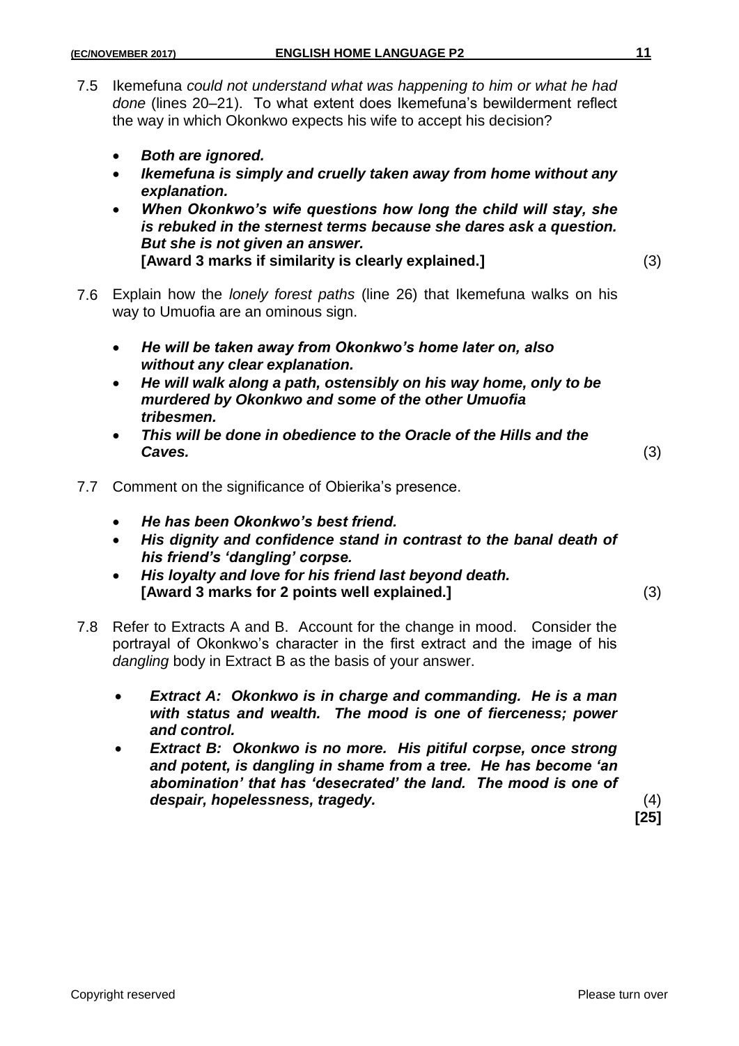7.5 Ikemefuna *could not understand what was happening to him or what he had done* (lines 20–21). To what extent does Ikemefuna's bewilderment reflect the way in which Okonkwo expects his wife to accept his decision?

- ***Both are ignored.***
- ***Ikemefuna is simply and cruelly taken away from home without any explanation.***
- ***When Okonkwo's wife questions how long the child will stay, she is rebuked in the sternest terms because she dares ask a question. But she is not given an answer.***
  **[Award 3 marks if similarity is clearly explained.]** (3)

7.6 Explain how the *lonely forest paths* (line 26) that Ikemefuna walks on his way to Umuofia are an ominous sign.

- ***He will be taken away from Okonkwo's home later on, also without any clear explanation.***
- ***He will walk along a path, ostensibly on his way home, only to be murdered by Okonkwo and some of the other Umuofia tribesmen.***
- ***This will be done in obedience to the Oracle of the Hills and the Caves.*** (3)

7.7 Comment on the significance of Obierika's presence.

- ***He has been Okonkwo's best friend.***
- ***His dignity and confidence stand in contrast to the banal death of his friend's 'dangling' corpse.***
- ***His loyalty and love for his friend last beyond death.***
  **[Award 3 marks for 2 points well explained.]** (3)

7.8 Refer to Extracts A and B. Account for the change in mood. Consider the portrayal of Okonkwo's character in the first extract and the image of his *dangling* body in Extract B as the basis of your answer.

- ***Extract A: Okonkwo is in charge and commanding. He is a man with status and wealth. The mood is one of fierceness; power and control.***
- ***Extract B: Okonkwo is no more. His pitiful corpse, once strong and potent, is dangling in shame from a tree. He has become 'an abomination' that has 'desecrated' the land. The mood is one of despair, hopelessness, tragedy.*** (4)

**[25]**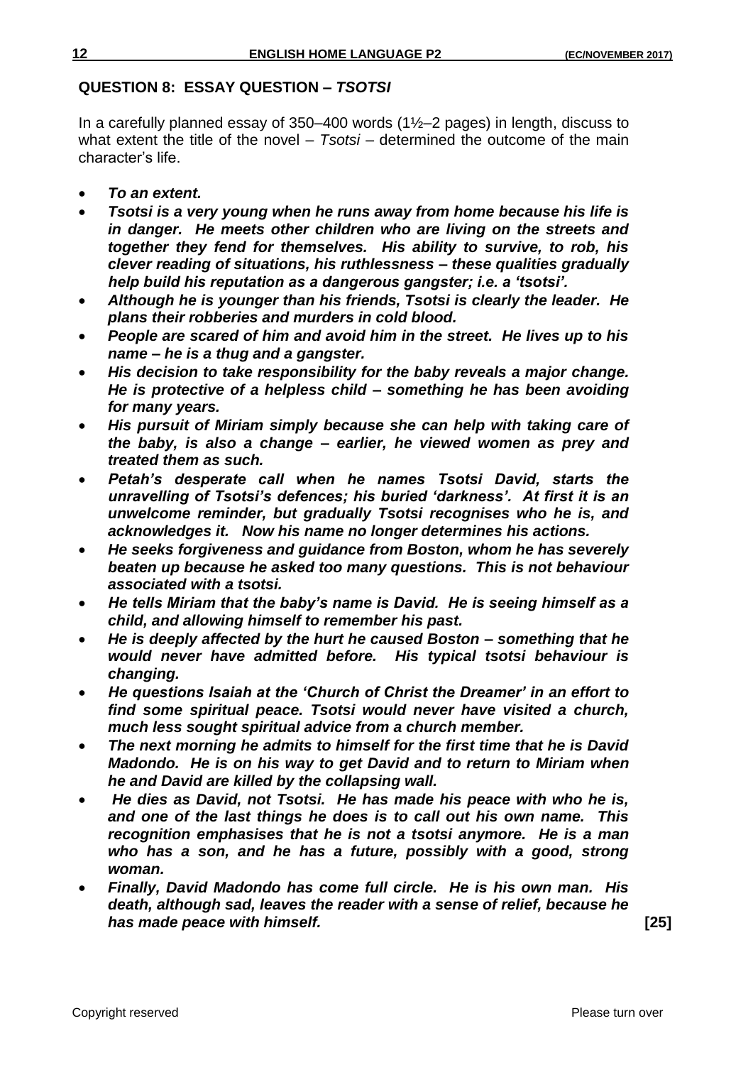**QUESTION 8: ESSAY QUESTION – *TSOTSI***

In a carefully planned essay of 350–400 words (1½–2 pages) in length, discuss to what extent the title of the novel – *Tsotsi* – determined the outcome of the main character's life.

- ***To an extent.***
- ***Tsotsi is a very young when he runs away from home because his life is in danger. He meets other children who are living on the streets and together they fend for themselves. His ability to survive, to rob, his clever reading of situations, his ruthlessness – these qualities gradually help build his reputation as a dangerous gangster; i.e. a 'tsotsi'.***
- ***Although he is younger than his friends, Tsotsi is clearly the leader. He plans their robberies and murders in cold blood.***
- ***People are scared of him and avoid him in the street. He lives up to his name – he is a thug and a gangster.***
- ***His decision to take responsibility for the baby reveals a major change. He is protective of a helpless child – something he has been avoiding for many years.***
- ***His pursuit of Miriam simply because she can help with taking care of the baby, is also a change – earlier, he viewed women as prey and treated them as such.***
- ***Petah's desperate call when he names Tsotsi David, starts the unravelling of Tsotsi's defences; his buried 'darkness'. At first it is an unwelcome reminder, but gradually Tsotsi recognises who he is, and acknowledges it. Now his name no longer determines his actions.***
- ***He seeks forgiveness and guidance from Boston, whom he has severely beaten up because he asked too many questions. This is not behaviour associated with a tsotsi.***
- ***He tells Miriam that the baby's name is David. He is seeing himself as a child, and allowing himself to remember his past.***
- ***He is deeply affected by the hurt he caused Boston – something that he would never have admitted before. His typical tsotsi behaviour is changing.***
- ***He questions Isaiah at the 'Church of Christ the Dreamer' in an effort to find some spiritual peace. Tsotsi would never have visited a church, much less sought spiritual advice from a church member.***
- ***The next morning he admits to himself for the first time that he is David Madondo. He is on his way to get David and to return to Miriam when he and David are killed by the collapsing wall.***
- ***He dies as David, not Tsotsi. He has made his peace with who he is, and one of the last things he does is to call out his own name. This recognition emphasises that he is not a tsotsi anymore. He is a man who has a son, and he has a future, possibly with a good, strong woman.***
- ***Finally, David Madondo has come full circle. He is his own man. His death, although sad, leaves the reader with a sense of relief, because he has made peace with himself.*** **[25]**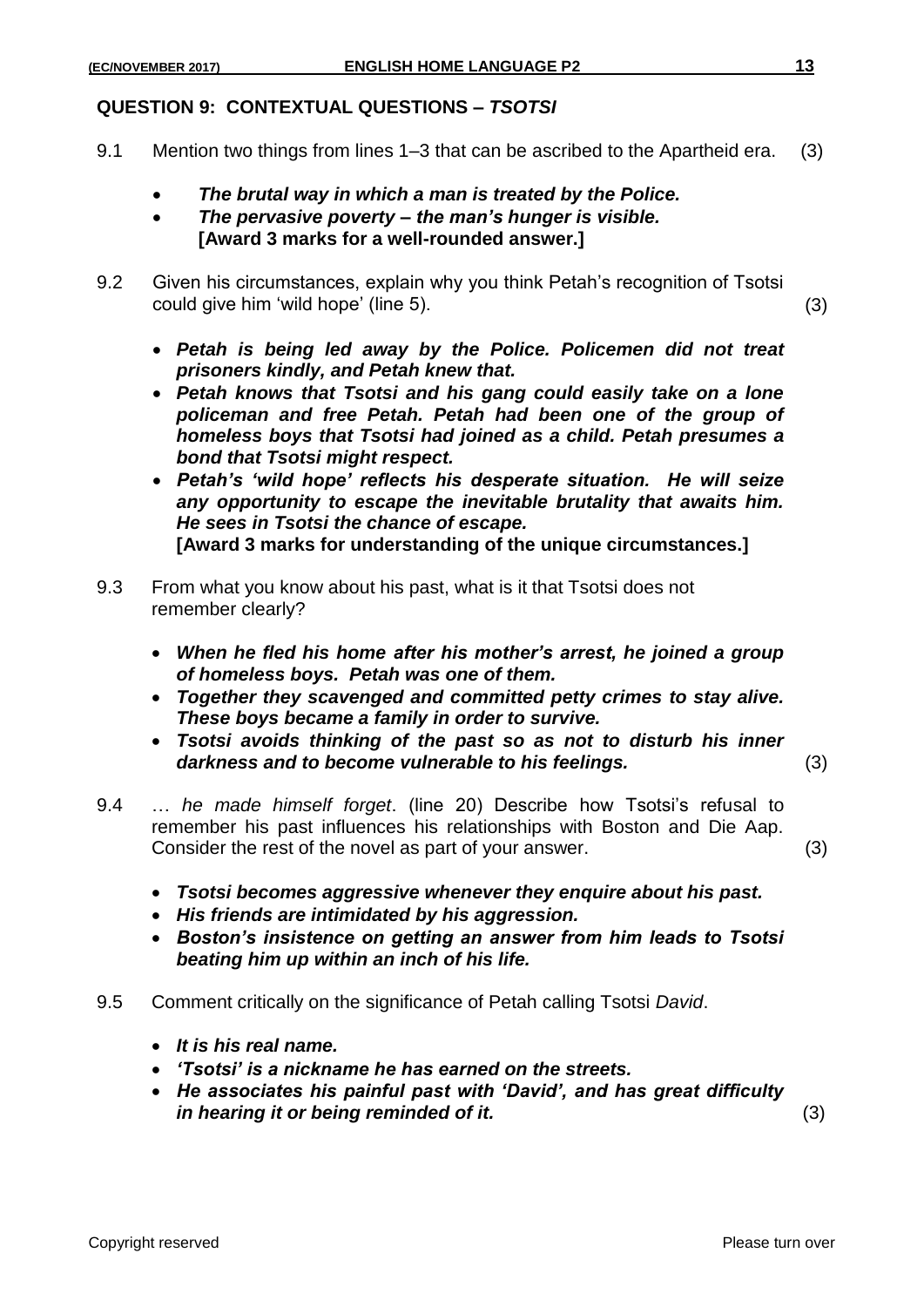## QUESTION 9: CONTEXTUAL QUESTIONS – *TSOTSI*

9.1 Mention two things from lines 1–3 that can be ascribed to the Apartheid era. (3)

- ***The brutal way in which a man is treated by the Police.***
- ***The pervasive poverty – the man's hunger is visible.***
  **[Award 3 marks for a well-rounded answer.]**

9.2 Given his circumstances, explain why you think Petah's recognition of Tsotsi could give him 'wild hope' (line 5). (3)

- ***Petah is being led away by the Police. Policemen did not treat prisoners kindly, and Petah knew that.***
- ***Petah knows that Tsotsi and his gang could easily take on a lone policeman and free Petah. Petah had been one of the group of homeless boys that Tsotsi had joined as a child. Petah presumes a bond that Tsotsi might respect.***
- ***Petah's 'wild hope' reflects his desperate situation. He will seize any opportunity to escape the inevitable brutality that awaits him. He sees in Tsotsi the chance of escape.***
  **[Award 3 marks for understanding of the unique circumstances.]**

9.3 From what you know about his past, what is it that Tsotsi does not remember clearly?

- ***When he fled his home after his mother's arrest, he joined a group of homeless boys. Petah was one of them.***
- ***Together they scavenged and committed petty crimes to stay alive. These boys became a family in order to survive.***
- ***Tsotsi avoids thinking of the past so as not to disturb his inner darkness and to become vulnerable to his feelings.*** (3)

9.4 … *he made himself forget*. (line 20) Describe how Tsotsi's refusal to remember his past influences his relationships with Boston and Die Aap. Consider the rest of the novel as part of your answer. (3)

- ***Tsotsi becomes aggressive whenever they enquire about his past.***
- ***His friends are intimidated by his aggression.***
- ***Boston's insistence on getting an answer from him leads to Tsotsi beating him up within an inch of his life.***

9.5 Comment critically on the significance of Petah calling Tsotsi *David*.

- ***It is his real name.***
- ***'Tsotsi' is a nickname he has earned on the streets.***
- ***He associates his painful past with 'David', and has great difficulty in hearing it or being reminded of it.*** (3)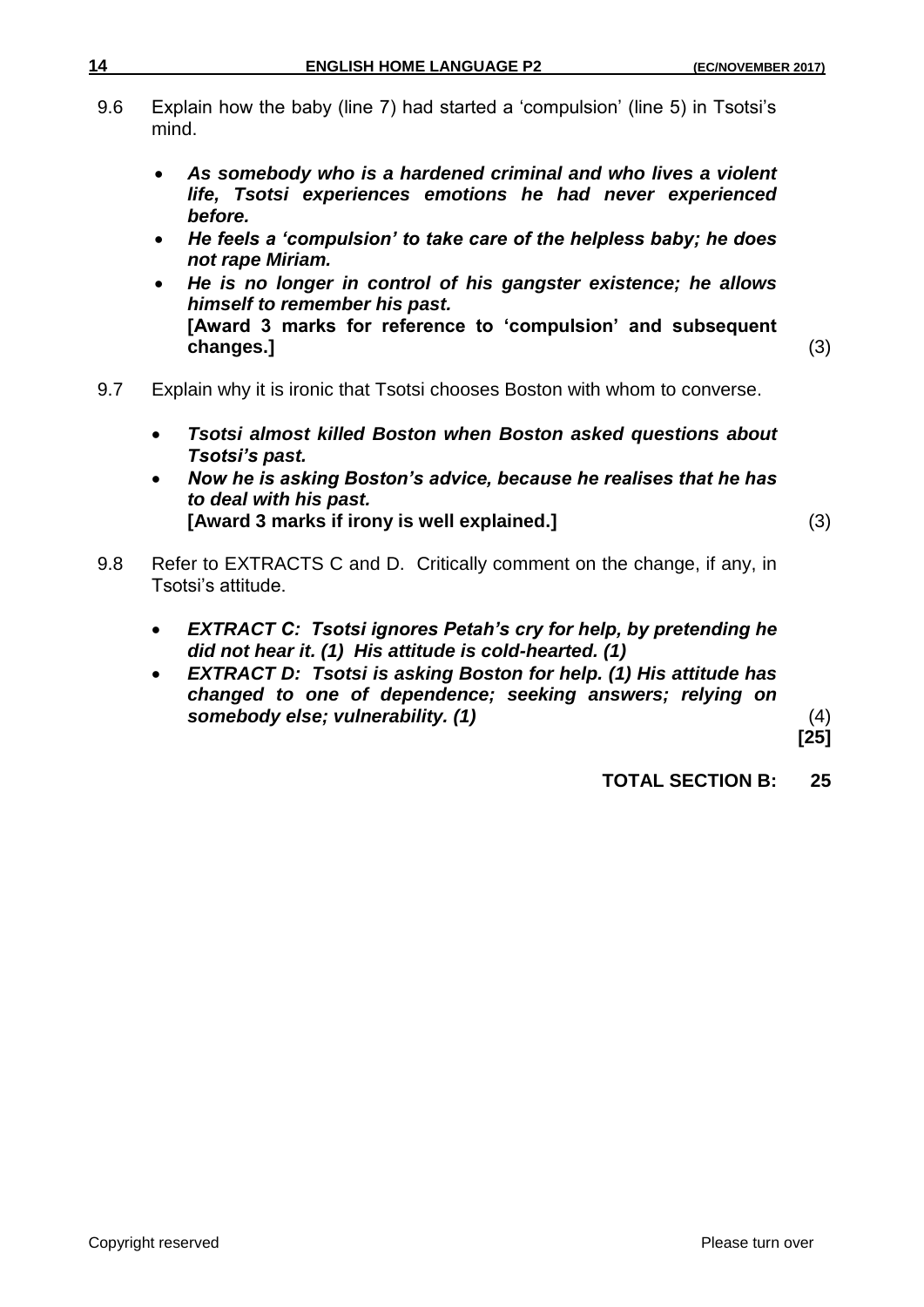9.6 Explain how the baby (line 7) had started a 'compulsion' (line 5) in Tsotsi's mind.

- ***As somebody who is a hardened criminal and who lives a violent life, Tsotsi experiences emotions he had never experienced before.***
- ***He feels a 'compulsion' to take care of the helpless baby; he does not rape Miriam.***
- ***He is no longer in control of his gangster existence; he allows himself to remember his past.***
  **[Award 3 marks for reference to 'compulsion' and subsequent changes.]** (3)

9.7 Explain why it is ironic that Tsotsi chooses Boston with whom to converse.

- ***Tsotsi almost killed Boston when Boston asked questions about Tsotsi's past.***
- ***Now he is asking Boston's advice, because he realises that he has to deal with his past.***
  **[Award 3 marks if irony is well explained.]** (3)

9.8 Refer to EXTRACTS C and D. Critically comment on the change, if any, in Tsotsi's attitude.

- ***EXTRACT C: Tsotsi ignores Petah's cry for help, by pretending he did not hear it. (1) His attitude is cold-hearted. (1)***
- ***EXTRACT D: Tsotsi is asking Boston for help. (1) His attitude has changed to one of dependence; seeking answers; relying on somebody else; vulnerability. (1)*** (4)

**[25]**

**TOTAL SECTION B: 25**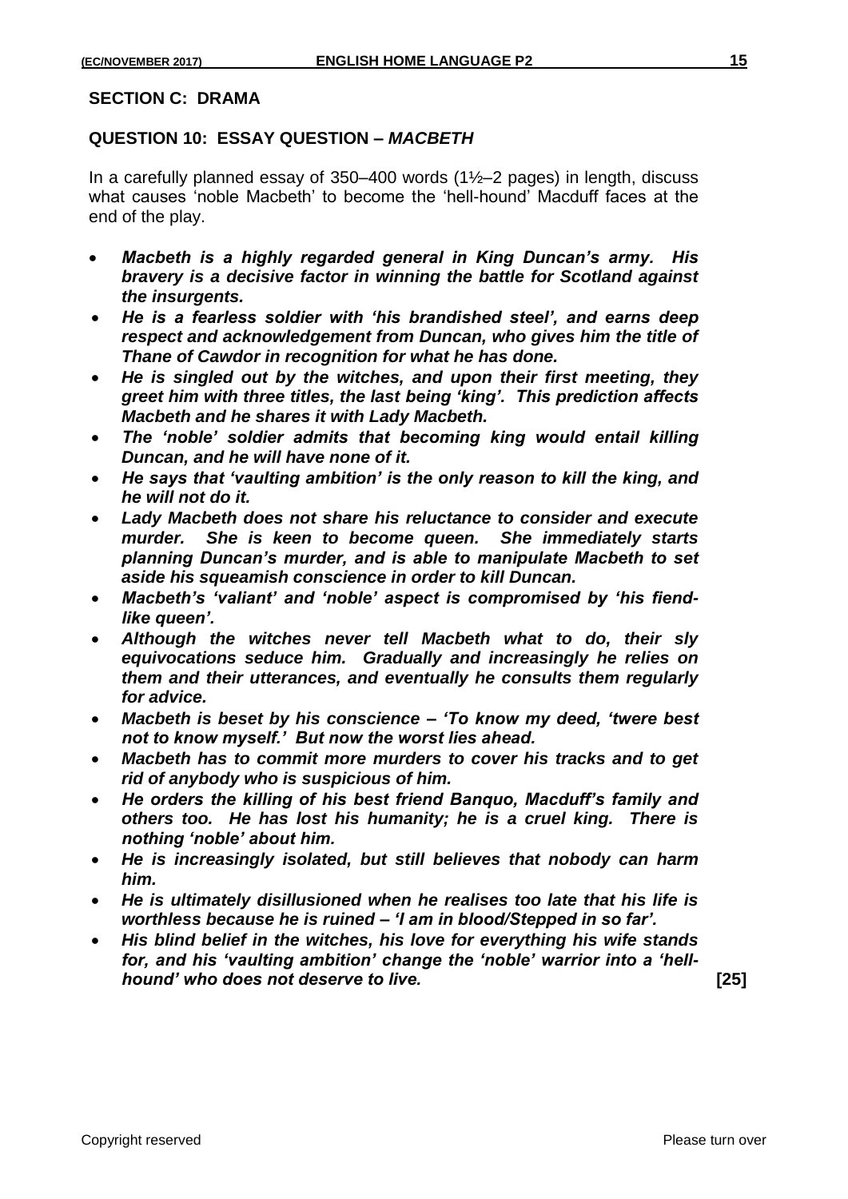## SECTION C: DRAMA

### QUESTION 10: ESSAY QUESTION – *MACBETH*

In a carefully planned essay of 350–400 words (1½–2 pages) in length, discuss what causes 'noble Macbeth' to become the 'hell-hound' Macduff faces at the end of the play.

- ***Macbeth is a highly regarded general in King Duncan's army. His bravery is a decisive factor in winning the battle for Scotland against the insurgents.***
- ***He is a fearless soldier with 'his brandished steel', and earns deep respect and acknowledgement from Duncan, who gives him the title of Thane of Cawdor in recognition for what he has done.***
- ***He is singled out by the witches, and upon their first meeting, they greet him with three titles, the last being 'king'. This prediction affects Macbeth and he shares it with Lady Macbeth.***
- ***The 'noble' soldier admits that becoming king would entail killing Duncan, and he will have none of it.***
- ***He says that 'vaulting ambition' is the only reason to kill the king, and he will not do it.***
- ***Lady Macbeth does not share his reluctance to consider and execute murder. She is keen to become queen. She immediately starts planning Duncan's murder, and is able to manipulate Macbeth to set aside his squeamish conscience in order to kill Duncan.***
- ***Macbeth's 'valiant' and 'noble' aspect is compromised by 'his fiend-like queen'.***
- ***Although the witches never tell Macbeth what to do, their sly equivocations seduce him. Gradually and increasingly he relies on them and their utterances, and eventually he consults them regularly for advice.***
- ***Macbeth is beset by his conscience – 'To know my deed, 'twere best not to know myself.' But now the worst lies ahead.***
- ***Macbeth has to commit more murders to cover his tracks and to get rid of anybody who is suspicious of him.***
- ***He orders the killing of his best friend Banquo, Macduff's family and others too. He has lost his humanity; he is a cruel king. There is nothing 'noble' about him.***
- ***He is increasingly isolated, but still believes that nobody can harm him.***
- ***He is ultimately disillusioned when he realises too late that his life is worthless because he is ruined – 'I am in blood/Stepped in so far'.***
- ***His blind belief in the witches, his love for everything his wife stands for, and his 'vaulting ambition' change the 'noble' warrior into a 'hell-hound' who does not deserve to live.***

**[25]**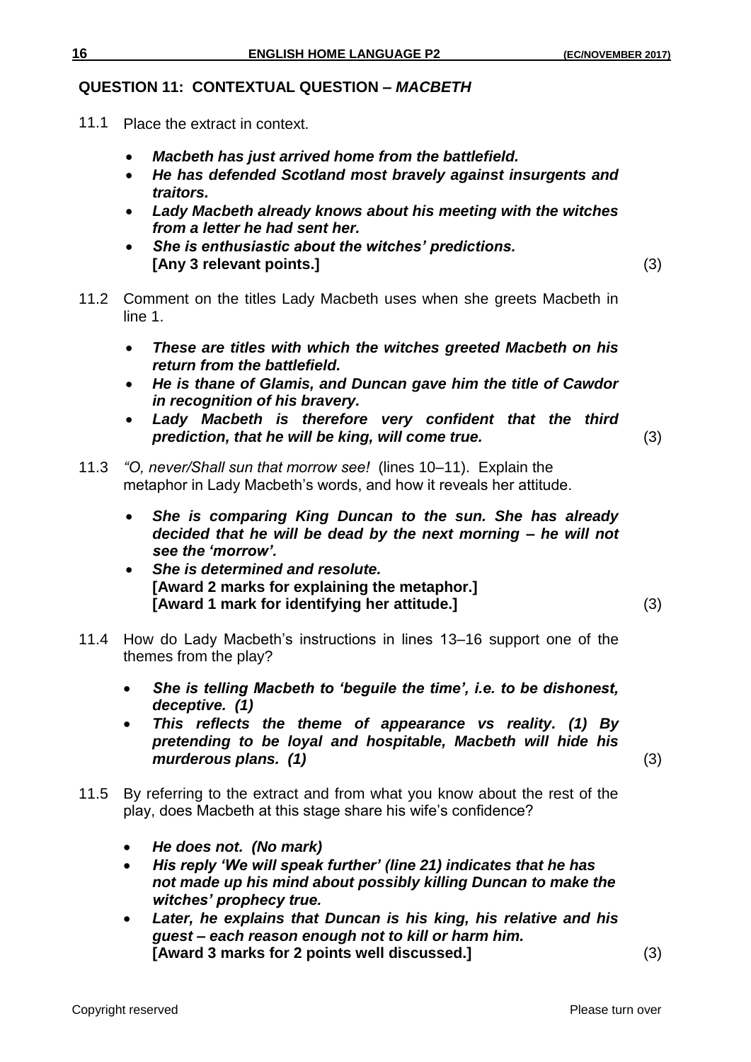## QUESTION 11: CONTEXTUAL QUESTION – *MACBETH*

11.1 Place the extract in context.

- ***Macbeth has just arrived home from the battlefield.***
- ***He has defended Scotland most bravely against insurgents and traitors.***
- ***Lady Macbeth already knows about his meeting with the witches from a letter he had sent her.***
- ***She is enthusiastic about the witches' predictions.***
  **[Any 3 relevant points.]** (3)

11.2 Comment on the titles Lady Macbeth uses when she greets Macbeth in line 1.

- ***These are titles with which the witches greeted Macbeth on his return from the battlefield.***
- ***He is thane of Glamis, and Duncan gave him the title of Cawdor in recognition of his bravery.***
- ***Lady Macbeth is therefore very confident that the third prediction, that he will be king, will come true.*** (3)

11.3 *"O, never/Shall sun that morrow see!"* (lines 10–11). Explain the metaphor in Lady Macbeth's words, and how it reveals her attitude.

- ***She is comparing King Duncan to the sun. She has already decided that he will be dead by the next morning – he will not see the 'morrow'.***
- ***She is determined and resolute.***
  **[Award 2 marks for explaining the metaphor.]**
  **[Award 1 mark for identifying her attitude.]** (3)

11.4 How do Lady Macbeth's instructions in lines 13–16 support one of the themes from the play?

- ***She is telling Macbeth to 'beguile the time', i.e. to be dishonest, deceptive. (1)***
- ***This reflects the theme of appearance vs reality. (1) By pretending to be loyal and hospitable, Macbeth will hide his murderous plans. (1)*** (3)

11.5 By referring to the extract and from what you know about the rest of the play, does Macbeth at this stage share his wife's confidence?

- ***He does not. (No mark)***
- ***His reply 'We will speak further' (line 21) indicates that he has not made up his mind about possibly killing Duncan to make the witches' prophecy true.***
- ***Later, he explains that Duncan is his king, his relative and his guest – each reason enough not to kill or harm him.***
  **[Award 3 marks for 2 points well discussed.]** (3)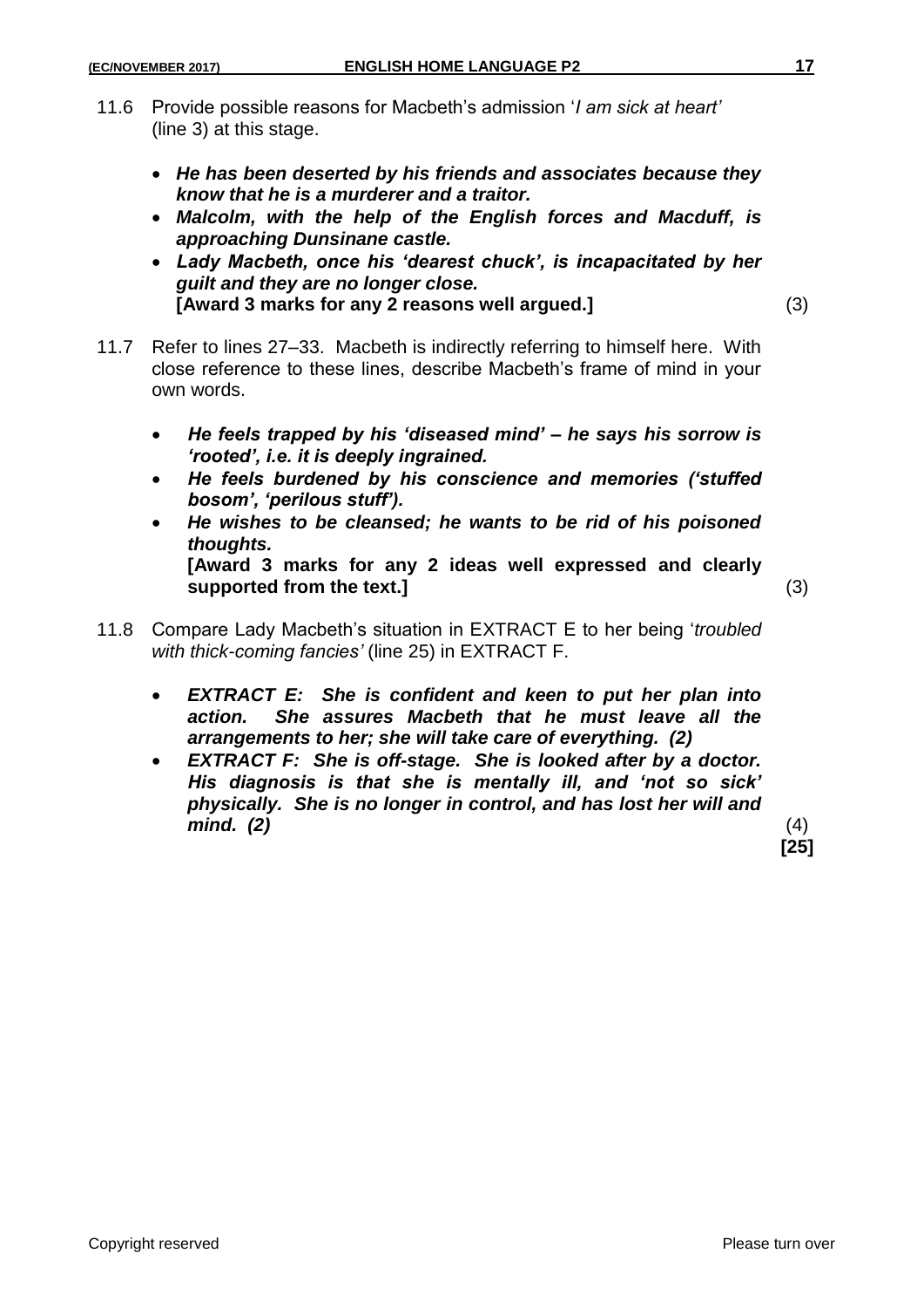11.6 Provide possible reasons for Macbeth's admission '*I am sick at heart'* (line 3) at this stage.

- ***He has been deserted by his friends and associates because they know that he is a murderer and a traitor.***
- ***Malcolm, with the help of the English forces and Macduff, is approaching Dunsinane castle.***
- ***Lady Macbeth, once his 'dearest chuck', is incapacitated by her guilt and they are no longer close.***
  **[Award 3 marks for any 2 reasons well argued.]** (3)

11.7 Refer to lines 27–33. Macbeth is indirectly referring to himself here. With close reference to these lines, describe Macbeth's frame of mind in your own words.

- ***He feels trapped by his 'diseased mind' – he says his sorrow is 'rooted', i.e. it is deeply ingrained.***
- ***He feels burdened by his conscience and memories ('stuffed bosom', 'perilous stuff').***
- ***He wishes to be cleansed; he wants to be rid of his poisoned thoughts.***
  **[Award 3 marks for any 2 ideas well expressed and clearly supported from the text.]** (3)

11.8 Compare Lady Macbeth's situation in EXTRACT E to her being '*troubled with thick-coming fancies'* (line 25) in EXTRACT F.

- ***EXTRACT E: She is confident and keen to put her plan into action. She assures Macbeth that he must leave all the arrangements to her; she will take care of everything. (2)***
- ***EXTRACT F: She is off-stage. She is looked after by a doctor. His diagnosis is that she is mentally ill, and 'not so sick' physically. She is no longer in control, and has lost her will and mind. (2)*** (4)

**[25]**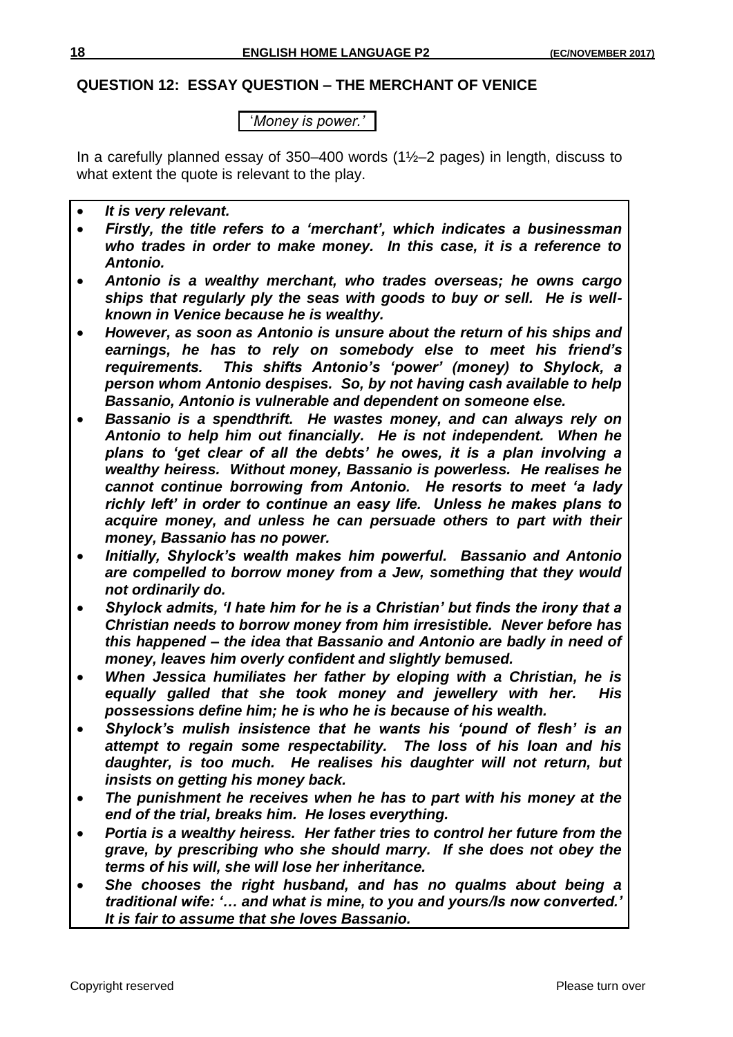## QUESTION 12: ESSAY QUESTION – THE MERCHANT OF VENICE

'*Money is power.*'

In a carefully planned essay of 350–400 words (1½–2 pages) in length, discuss to what extent the quote is relevant to the play.

- ***It is very relevant.***
- ***Firstly, the title refers to a 'merchant', which indicates a businessman who trades in order to make money. In this case, it is a reference to Antonio.***
- ***Antonio is a wealthy merchant, who trades overseas; he owns cargo ships that regularly ply the seas with goods to buy or sell. He is well-known in Venice because he is wealthy.***
- ***However, as soon as Antonio is unsure about the return of his ships and earnings, he has to rely on somebody else to meet his friend's requirements. This shifts Antonio's 'power' (money) to Shylock, a person whom Antonio despises. So, by not having cash available to help Bassanio, Antonio is vulnerable and dependent on someone else.***
- ***Bassanio is a spendthrift. He wastes money, and can always rely on Antonio to help him out financially. He is not independent. When he plans to 'get clear of all the debts' he owes, it is a plan involving a wealthy heiress. Without money, Bassanio is powerless. He realises he cannot continue borrowing from Antonio. He resorts to meet 'a lady richly left' in order to continue an easy life. Unless he makes plans to acquire money, and unless he can persuade others to part with their money, Bassanio has no power.***
- ***Initially, Shylock's wealth makes him powerful. Bassanio and Antonio are compelled to borrow money from a Jew, something that they would not ordinarily do.***
- ***Shylock admits, 'I hate him for he is a Christian' but finds the irony that a Christian needs to borrow money from him irresistible. Never before has this happened – the idea that Bassanio and Antonio are badly in need of money, leaves him overly confident and slightly bemused.***
- ***When Jessica humiliates her father by eloping with a Christian, he is equally galled that she took money and jewellery with her. His possessions define him; he is who he is because of his wealth.***
- ***Shylock's mulish insistence that he wants his 'pound of flesh' is an attempt to regain some respectability. The loss of his loan and his daughter, is too much. He realises his daughter will not return, but insists on getting his money back.***
- ***The punishment he receives when he has to part with his money at the end of the trial, breaks him. He loses everything.***
- ***Portia is a wealthy heiress. Her father tries to control her future from the grave, by prescribing who she should marry. If she does not obey the terms of his will, she will lose her inheritance.***
- ***She chooses the right husband, and has no qualms about being a traditional wife: '… and what is mine, to you and yours/Is now converted.' It is fair to assume that she loves Bassanio.***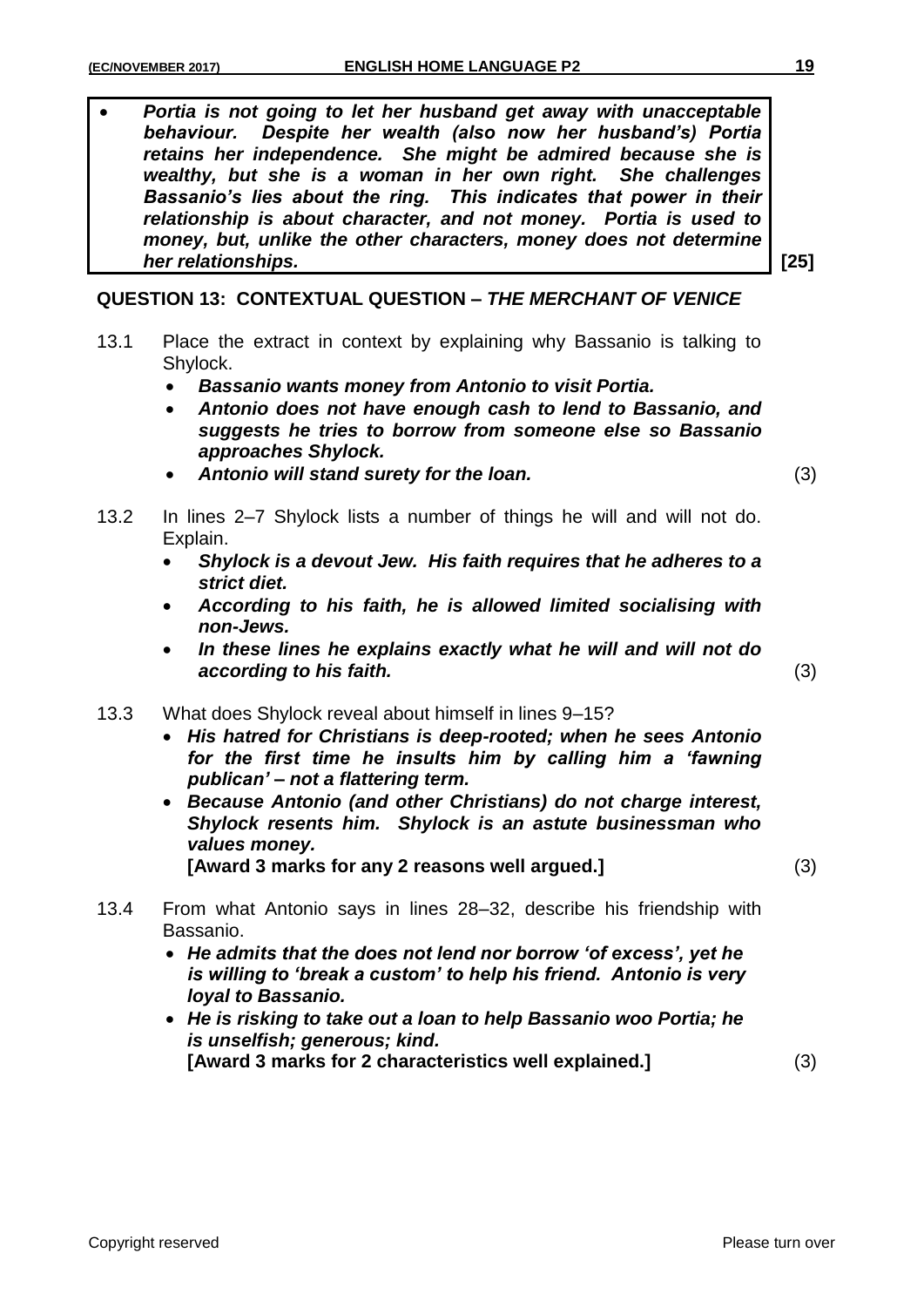- ***Portia is not going to let her husband get away with unacceptable behaviour. Despite her wealth (also now her husband's) Portia retains her independence. She might be admired because she is wealthy, but she is a woman in her own right. She challenges Bassanio's lies about the ring. This indicates that power in their relationship is about character, and not money. Portia is used to money, but, unlike the other characters, money does not determine her relationships.***

**[25]**

## QUESTION 13: CONTEXTUAL QUESTION – *THE MERCHANT OF VENICE*

13.1 Place the extract in context by explaining why Bassanio is talking to Shylock.

- ***Bassanio wants money from Antonio to visit Portia.***
- ***Antonio does not have enough cash to lend to Bassanio, and suggests he tries to borrow from someone else so Bassanio approaches Shylock.***
- ***Antonio will stand surety for the loan.***

(3)

13.2 In lines 2–7 Shylock lists a number of things he will and will not do. Explain.

- ***Shylock is a devout Jew. His faith requires that he adheres to a strict diet.***
- ***According to his faith, he is allowed limited socialising with non-Jews.***
- ***In these lines he explains exactly what he will and will not do according to his faith.***

(3)

13.3 What does Shylock reveal about himself in lines 9–15?

- ***His hatred for Christians is deep-rooted; when he sees Antonio for the first time he insults him by calling him a 'fawning publican' – not a flattering term.***
- ***Because Antonio (and other Christians) do not charge interest, Shylock resents him. Shylock is an astute businessman who values money.***

**[Award 3 marks for any 2 reasons well argued.]**

(3)

13.4 From what Antonio says in lines 28–32, describe his friendship with Bassanio.

- ***He admits that the does not lend nor borrow 'of excess', yet he is willing to 'break a custom' to help his friend. Antonio is very loyal to Bassanio.***
- ***He is risking to take out a loan to help Bassanio woo Portia; he is unselfish; generous; kind.***

**[Award 3 marks for 2 characteristics well explained.]**

(3)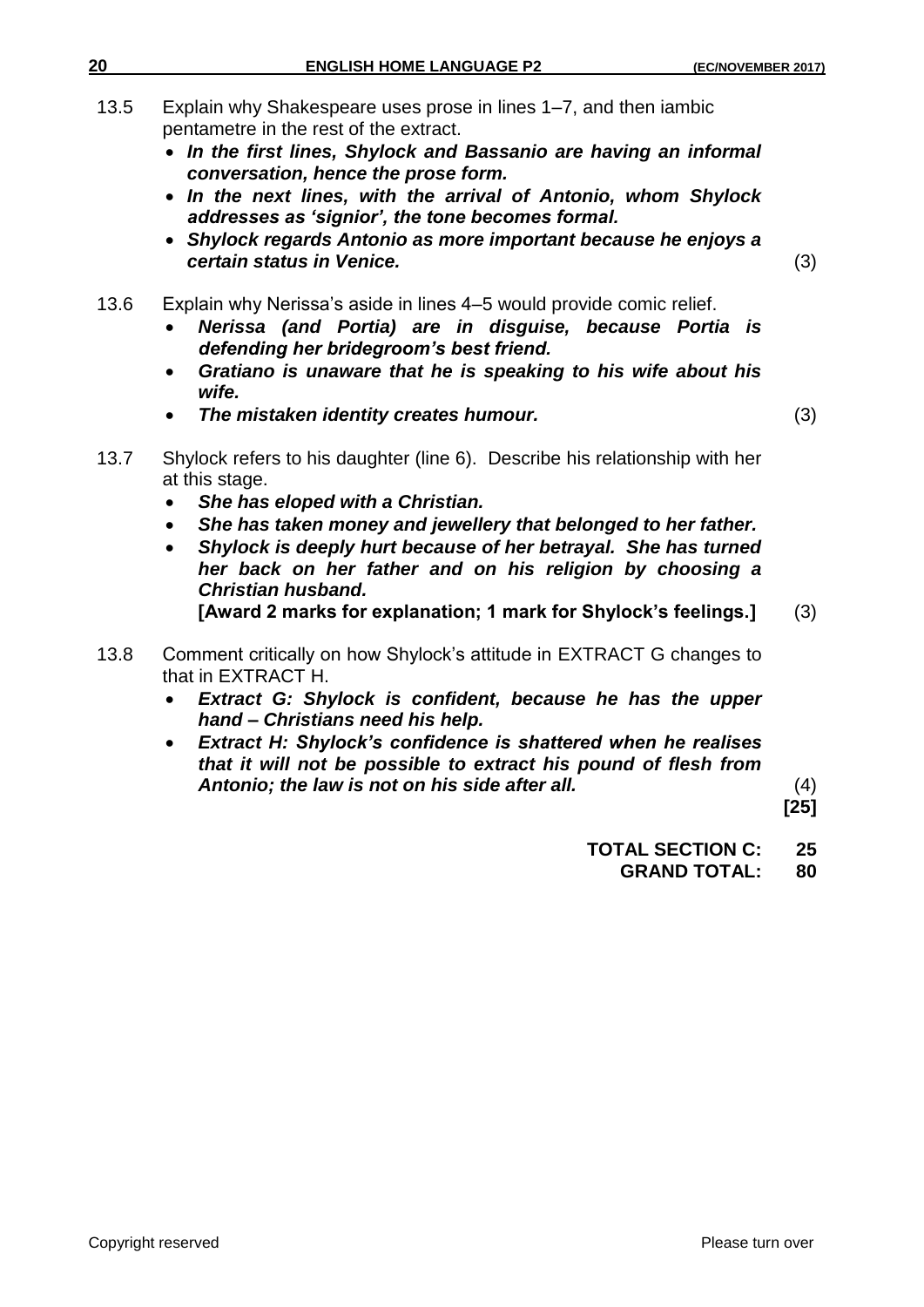13.5 Explain why Shakespeare uses prose in lines 1–7, and then iambic pentametre in the rest of the extract.

- ***In the first lines, Shylock and Bassanio are having an informal conversation, hence the prose form.***
- ***In the next lines, with the arrival of Antonio, whom Shylock addresses as 'signior', the tone becomes formal.***
- ***Shylock regards Antonio as more important because he enjoys a certain status in Venice.*** (3)

13.6 Explain why Nerissa's aside in lines 4–5 would provide comic relief.

- ***Nerissa (and Portia) are in disguise, because Portia is defending her bridegroom's best friend.***
- ***Gratiano is unaware that he is speaking to his wife about his wife.***
- ***The mistaken identity creates humour.*** (3)

13.7 Shylock refers to his daughter (line 6). Describe his relationship with her at this stage.

- ***She has eloped with a Christian.***
- ***She has taken money and jewellery that belonged to her father.***
- ***Shylock is deeply hurt because of her betrayal. She has turned her back on her father and on his religion by choosing a Christian husband.***

**[Award 2 marks for explanation; 1 mark for Shylock's feelings.]** (3)

13.8 Comment critically on how Shylock's attitude in EXTRACT G changes to that in EXTRACT H.

- ***Extract G: Shylock is confident, because he has the upper hand – Christians need his help.***
- ***Extract H: Shylock's confidence is shattered when he realises that it will not be possible to extract his pound of flesh from Antonio; the law is not on his side after all.*** (4)

**[25]**

**TOTAL SECTION C: 25**

**GRAND TOTAL: 80**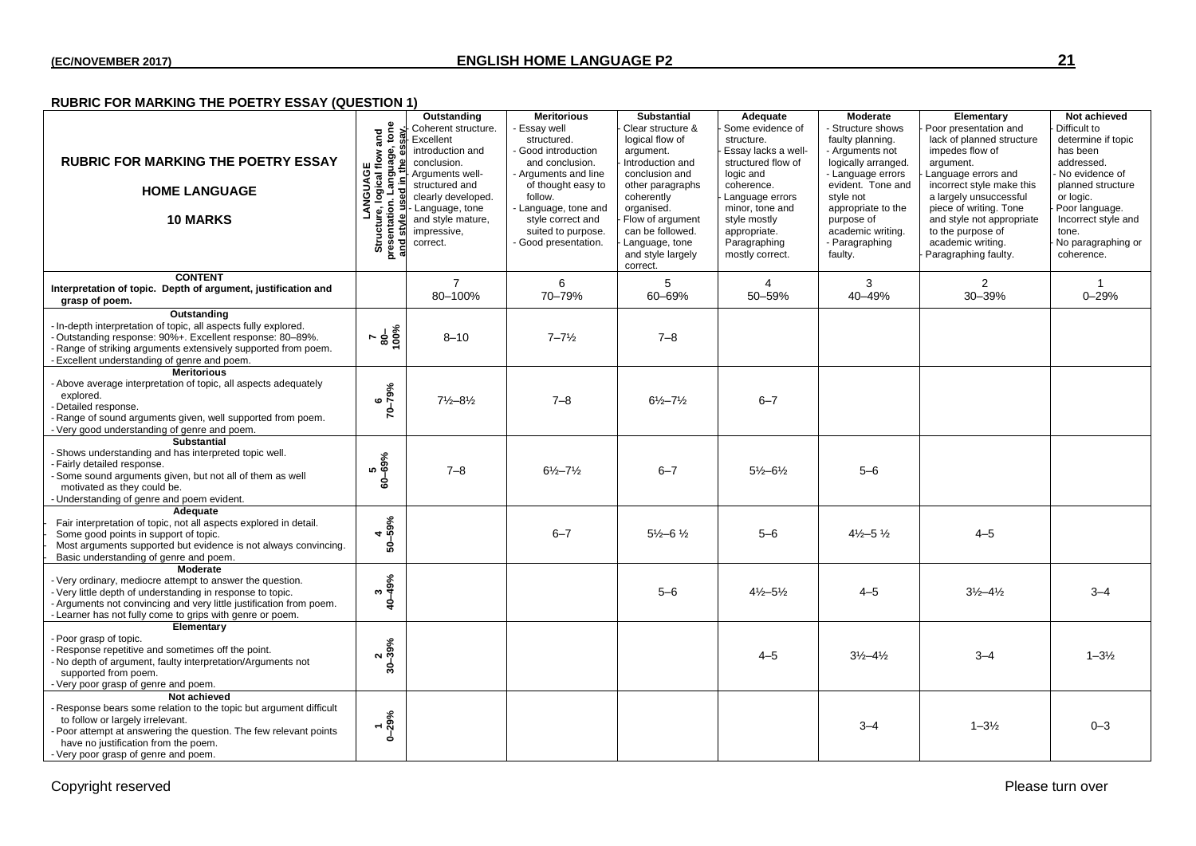## RUBRIC FOR MARKING THE POETRY ESSAY (QUESTION 1)

| RUBRIC FOR MARKING THE POETRY ESSAY<br><br>HOME LANGUAGE<br><br>10 MARKS | LANGUAGE<br>Structure, logical flow and presentation. Language, tone and style used in the essay. | Outstanding<br>- Coherent structure.<br>- Excellent introduction and conclusion.<br>- Arguments well-structured and clearly developed.<br>- Language, tone and style mature, impressive, correct. | Meritorious<br>- Essay well structured.<br>- Good introduction and conclusion.<br>- Arguments and line of thought easy to follow.<br>- Language, tone and style correct and suited to purpose.<br>- Good presentation. | Substantial<br>- Clear structure & logical flow of argument.<br>- Introduction and conclusion and other paragraphs coherently organised.<br>- Flow of argument can be followed.<br>- Language, tone and style largely correct. | Adequate<br>- Some evidence of structure.<br>- Essay lacks a well-structured flow of logic and coherence.<br>- Language errors minor, tone and style mostly appropriate.<br>- Paragraphing mostly correct. | Moderate<br>- Structure shows faulty planning.<br>- Arguments not logically arranged.<br>- Language errors evident. Tone and style not appropriate to the purpose of academic writing.<br>- Paragraphing faulty. | Elementary<br>- Poor presentation and lack of planned structure impedes flow of argument.<br>- Language errors and incorrect style make this a largely unsuccessful piece of writing. Tone and style not appropriate to the purpose of academic writing.<br>- Paragraphing faulty. | Not achieved<br>- Difficult to determine if topic has been addressed.<br>- No evidence of planned structure or logic.<br>- Poor language.<br>- Incorrect style and tone.<br>- No paragraphing or coherence. |
|---|---|---|---|---|---|---|---|---|
| **CONTENT**<br>Interpretation of topic. Depth of argument, justification and grasp of poem. | | 7<br>80–100% | 6<br>70–79% | 5<br>60–69% | 4<br>50–59% | 3<br>40–49% | 2<br>30–39% | 1<br>0–29% |
| **Outstanding**<br>- In-depth interpretation of topic, all aspects fully explored.<br>- Outstanding response: 90%+. Excellent response: 80–89%.<br>- Range of striking arguments extensively supported from poem.<br>- Excellent understanding of genre and poem. | 7<br>80–100% | 8–10 | 7–7½ | 7–8 | | | | |
| **Meritorious**<br>- Above average interpretation of topic, all aspects adequately explored.<br>- Detailed response.<br>- Range of sound arguments given, well supported from poem.<br>- Very good understanding of genre and poem. | 6<br>70–79% | 7½–8½ | 7–8 | 6½–7½ | 6–7 | | | |
| **Substantial**<br>- Shows understanding and has interpreted topic well.<br>- Fairly detailed response.<br>- Some sound arguments given, but not all of them as well motivated as they could be.<br>- Understanding of genre and poem evident. | 5<br>60–69% | 7–8 | 6½–7½ | 6–7 | 5½–6½ | 5–6 | | |
| **Adequate**<br>- Fair interpretation of topic, not all aspects explored in detail.<br>- Some good points in support of topic.<br>- Most arguments supported but evidence is not always convincing.<br>- Basic understanding of genre and poem. | 4<br>50–59% | | 6–7 | 5½–6 ½ | 5–6 | 4½–5 ½ | 4–5 | |
| **Moderate**<br>- Very ordinary, mediocre attempt to answer the question.<br>- Very little depth of understanding in response to topic.<br>- Arguments not convincing and very little justification from poem.<br>- Learner has not fully come to grips with genre or poem. | 3<br>40–49% | | | 5–6 | 4½–5½ | 4–5 | 3½–4½ | 3–4 |
| **Elementary**<br>- Poor grasp of topic.<br>- Response repetitive and sometimes off the point.<br>- No depth of argument, faulty interpretation/Arguments not supported from poem.<br>- Very poor grasp of genre and poem. | 2<br>30–39% | | | | 4–5 | 3½–4½ | 3–4 | 1–3½ |
| **Not achieved**<br>- Response bears some relation to the topic but argument difficult to follow or largely irrelevant.<br>- Poor attempt at answering the question. The few relevant points have no justification from the poem.<br>- Very poor grasp of genre and poem. | 1<br>0–29% | | | | | 3–4 | 1–3½ | 0–3 |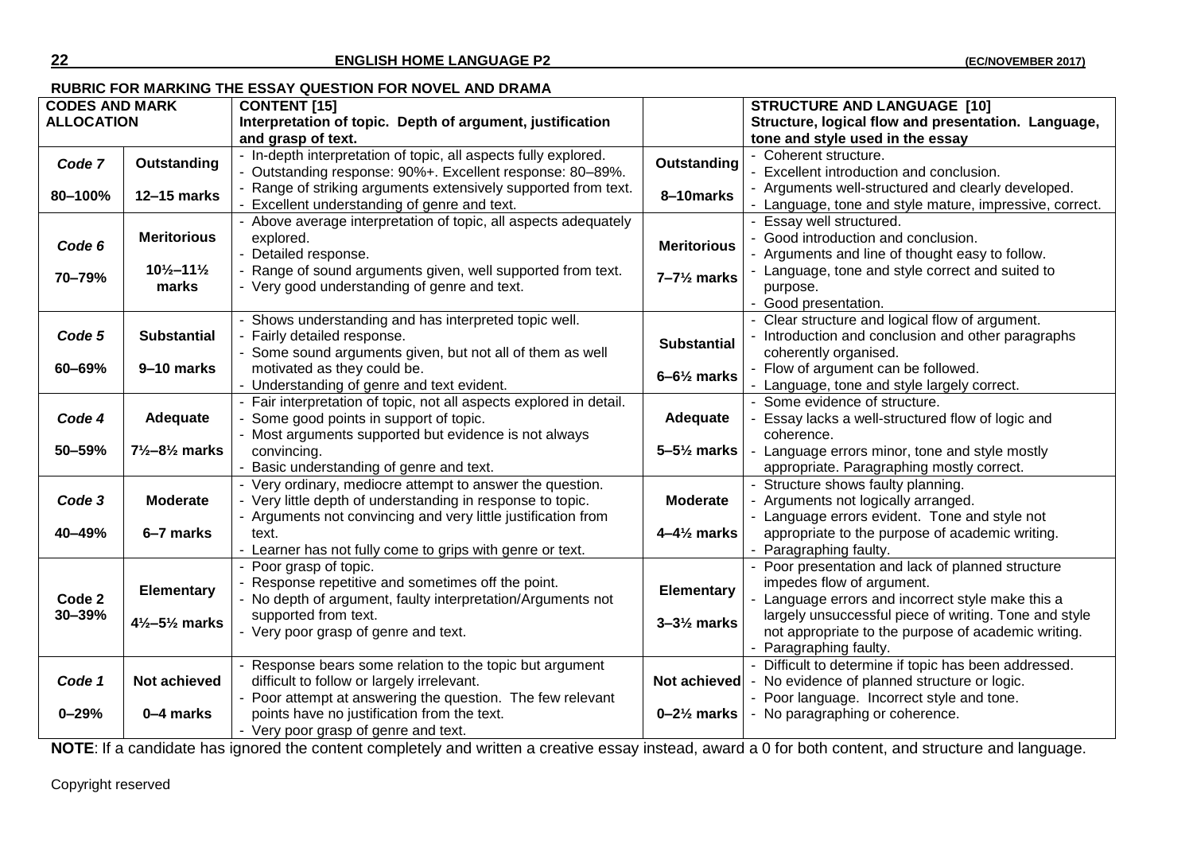**RUBRIC FOR MARKING THE ESSAY QUESTION FOR NOVEL AND DRAMA**

| CODES AND MARK ALLOCATION | | CONTENT [15] Interpretation of topic. Depth of argument, justification and grasp of text. | | STRUCTURE AND LANGUAGE [10] Structure, logical flow and presentation. Language, tone and style used in the essay |
|---|---|---|---|---|
| ***Code 7*** <br><br> **80–100%** | **Outstanding** <br><br> **12–15 marks** | - In-depth interpretation of topic, all aspects fully explored. <br> - Outstanding response: 90%+. Excellent response: 80–89%. <br> - Range of striking arguments extensively supported from text. <br> - Excellent understanding of genre and text. | **Outstanding** <br><br> **8–10marks** | - Coherent structure. <br> - Excellent introduction and conclusion. <br> - Arguments well-structured and clearly developed. <br> - Language, tone and style mature, impressive, correct. |
| ***Code 6*** <br><br> **70–79%** | **Meritorious** <br><br> **10½–11½ marks** | - Above average interpretation of topic, all aspects adequately explored. <br> - Detailed response. <br> - Range of sound arguments given, well supported from text. <br> - Very good understanding of genre and text. | **Meritorious** <br><br> **7–7½ marks** | - Essay well structured. <br> - Good introduction and conclusion. <br> - Arguments and line of thought easy to follow. <br> - Language, tone and style correct and suited to purpose. <br> - Good presentation. |
| ***Code 5*** <br><br> **60–69%** | **Substantial** <br><br> **9–10 marks** | - Shows understanding and has interpreted topic well. <br> - Fairly detailed response. <br> - Some sound arguments given, but not all of them as well motivated as they could be. <br> - Understanding of genre and text evident. | **Substantial** <br><br> **6–6½ marks** | - Clear structure and logical flow of argument. <br> - Introduction and conclusion and other paragraphs coherently organised. <br> - Flow of argument can be followed. <br> - Language, tone and style largely correct. |
| ***Code 4*** <br><br> **50–59%** | **Adequate** <br><br> **7½–8½ marks** | - Fair interpretation of topic, not all aspects explored in detail. <br> - Some good points in support of topic. <br> - Most arguments supported but evidence is not always convincing. <br> - Basic understanding of genre and text. | **Adequate** <br><br> **5–5½ marks** | - Some evidence of structure. <br> - Essay lacks a well-structured flow of logic and coherence. <br> - Language errors minor, tone and style mostly appropriate. Paragraphing mostly correct. |
| ***Code 3*** <br><br> **40–49%** | **Moderate** <br><br> **6–7 marks** | - Very ordinary, mediocre attempt to answer the question. <br> - Very little depth of understanding in response to topic. <br> - Arguments not convincing and very little justification from text. <br> - Learner has not fully come to grips with genre or text. | **Moderate** <br><br> **4–4½ marks** | - Structure shows faulty planning. <br> - Arguments not logically arranged. <br> - Language errors evident. Tone and style not appropriate to the purpose of academic writing. <br> - Paragraphing faulty. |
| **Code 2** <br> **30–39%** | **Elementary** <br><br> **4½–5½ marks** | - Poor grasp of topic. <br> - Response repetitive and sometimes off the point. <br> - No depth of argument, faulty interpretation/Arguments not supported from text. <br> - Very poor grasp of genre and text. | **Elementary** <br><br> **3–3½ marks** | - Poor presentation and lack of planned structure impedes flow of argument. <br> - Language errors and incorrect style make this a largely unsuccessful piece of writing. Tone and style not appropriate to the purpose of academic writing. <br> - Paragraphing faulty. |
| ***Code 1*** <br><br> **0–29%** | **Not achieved** <br><br> **0–4 marks** | - Response bears some relation to the topic but argument difficult to follow or largely irrelevant. <br> - Poor attempt at answering the question. The few relevant points have no justification from the text. <br> - Very poor grasp of genre and text. | **Not achieved** <br><br> **0–2½ marks** | - Difficult to determine if topic has been addressed. <br> - No evidence of planned structure or logic. <br> - Poor language. Incorrect style and tone. <br> - No paragraphing or coherence. |

**NOTE**: If a candidate has ignored the content completely and written a creative essay instead, award a 0 for both content, and structure and language.

Copyright reserved